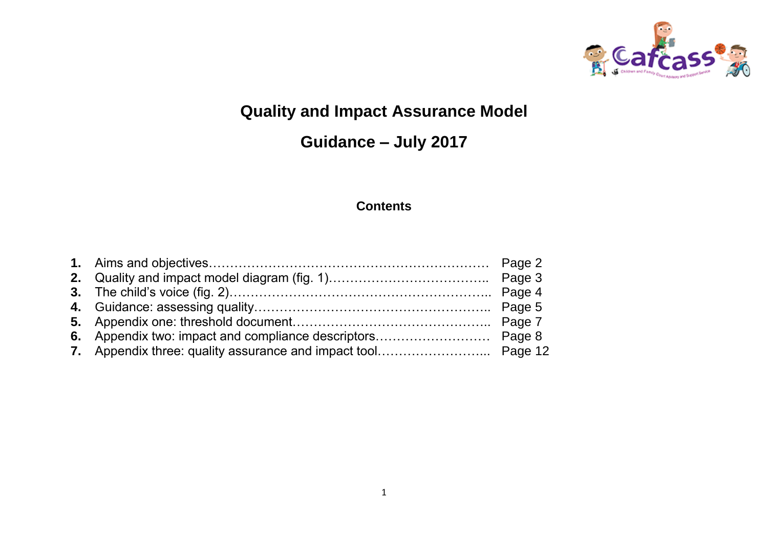# Quality and Impact Assurance Model

## Guidance – July 2017

### Contents

1. Aims and objectives………………………………………………………… Page 2
2. Quality and impact model diagram (fig. 1)……………………………….. Page 3
3. The child's voice (fig. 2)…………………………………………………….. Page 4
4. Guidance: assessing quality……………………………………………….. Page 5
5. Appendix one: threshold document……………………………………….. Page 7
6. Appendix two: impact and compliance descriptors……………………… Page 8
7. Appendix three: quality assurance and impact tool……………………... Page 12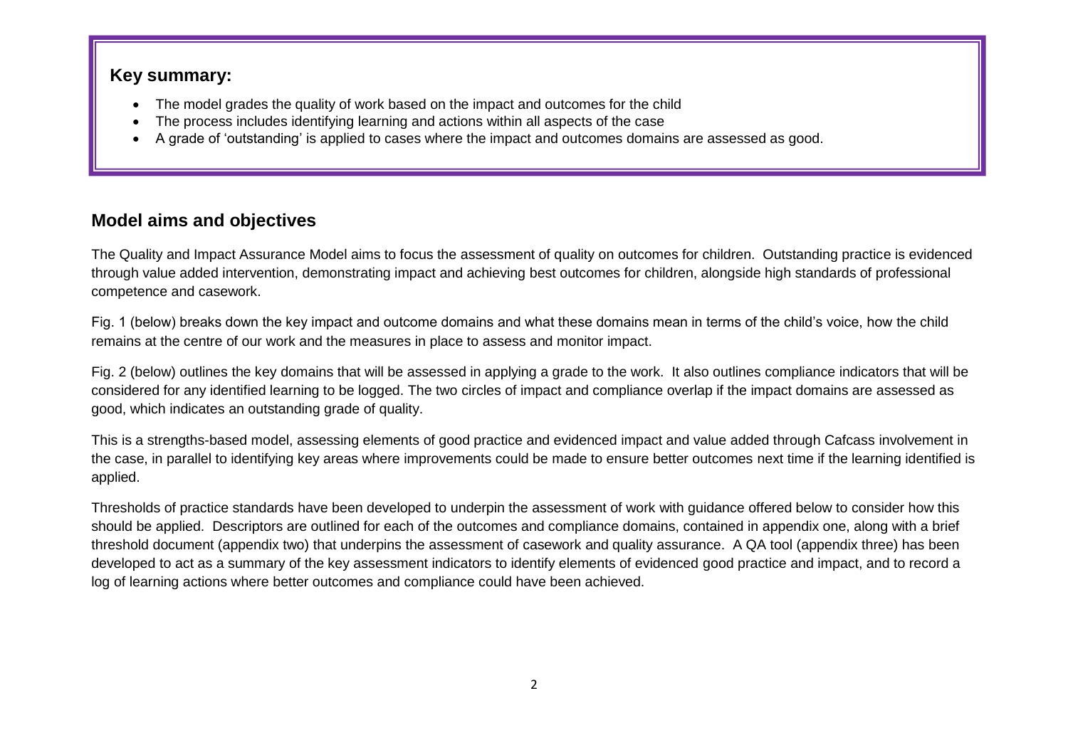### Key summary:

- The model grades the quality of work based on the impact and outcomes for the child
- The process includes identifying learning and actions within all aspects of the case
- A grade of 'outstanding' is applied to cases where the impact and outcomes domains are assessed as good.

## Model aims and objectives

The Quality and Impact Assurance Model aims to focus the assessment of quality on outcomes for children. Outstanding practice is evidenced through value added intervention, demonstrating impact and achieving best outcomes for children, alongside high standards of professional competence and casework.

Fig. 1 (below) breaks down the key impact and outcome domains and what these domains mean in terms of the child's voice, how the child remains at the centre of our work and the measures in place to assess and monitor impact.

Fig. 2 (below) outlines the key domains that will be assessed in applying a grade to the work. It also outlines compliance indicators that will be considered for any identified learning to be logged. The two circles of impact and compliance overlap if the impact domains are assessed as good, which indicates an outstanding grade of quality.

This is a strengths-based model, assessing elements of good practice and evidenced impact and value added through Cafcass involvement in the case, in parallel to identifying key areas where improvements could be made to ensure better outcomes next time if the learning identified is applied.

Thresholds of practice standards have been developed to underpin the assessment of work with guidance offered below to consider how this should be applied. Descriptors are outlined for each of the outcomes and compliance domains, contained in appendix one, along with a brief threshold document (appendix two) that underpins the assessment of casework and quality assurance. A QA tool (appendix three) has been developed to act as a summary of the key assessment indicators to identify elements of evidenced good practice and impact, and to record a log of learning actions where better outcomes and compliance could have been achieved.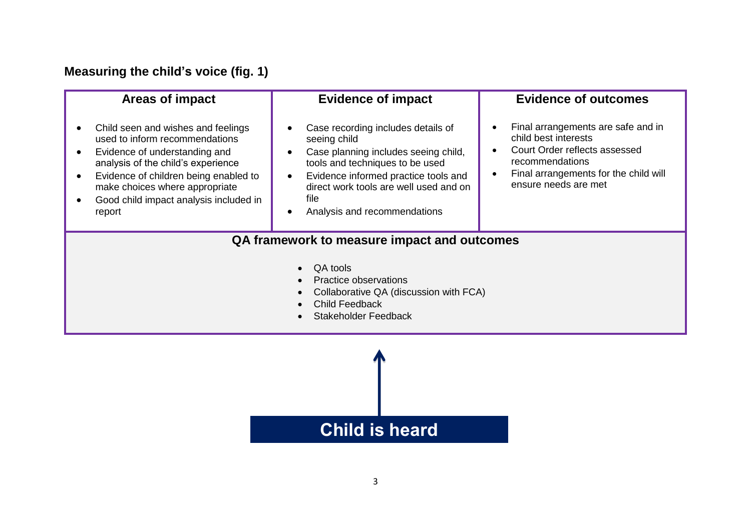**Measuring the child's voice (fig. 1)**

| Areas of impact | Evidence of impact | Evidence of outcomes |
|---|---|---|
| • Child seen and wishes and feelings used to inform recommendations<br>• Evidence of understanding and analysis of the child's experience<br>• Evidence of children being enabled to make choices where appropriate<br>• Good child impact analysis included in report | • Case recording includes details of seeing child<br>• Case planning includes seeing child, tools and techniques to be used<br>• Evidence informed practice tools and direct work tools are well used and on file<br>• Analysis and recommendations | • Final arrangements are safe and in child best interests<br>• Court Order reflects assessed recommendations<br>• Final arrangements for the child will ensure needs are met |

**QA framework to measure impact and outcomes**

- QA tools
- Practice observations
- Collaborative QA (discussion with FCA)
- Child Feedback
- Stakeholder Feedback

↑

**Child is heard**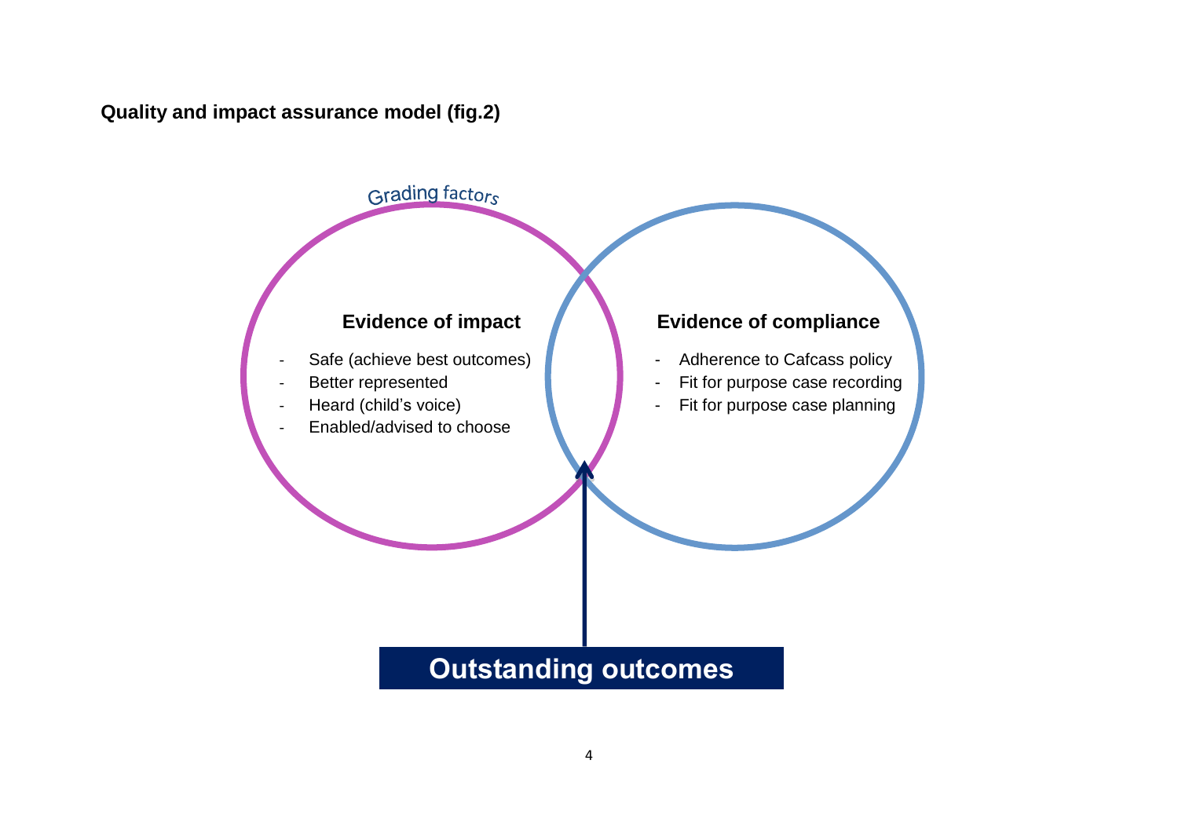**Quality and impact assurance model (fig.2)**

Grading factors

**Evidence of impact**

- Safe (achieve best outcomes)
- Better represented
- Heard (child's voice)
- Enabled/advised to choose

**Evidence of compliance**

- Adherence to Cafcass policy
- Fit for purpose case recording
- Fit for purpose case planning

**Outstanding outcomes**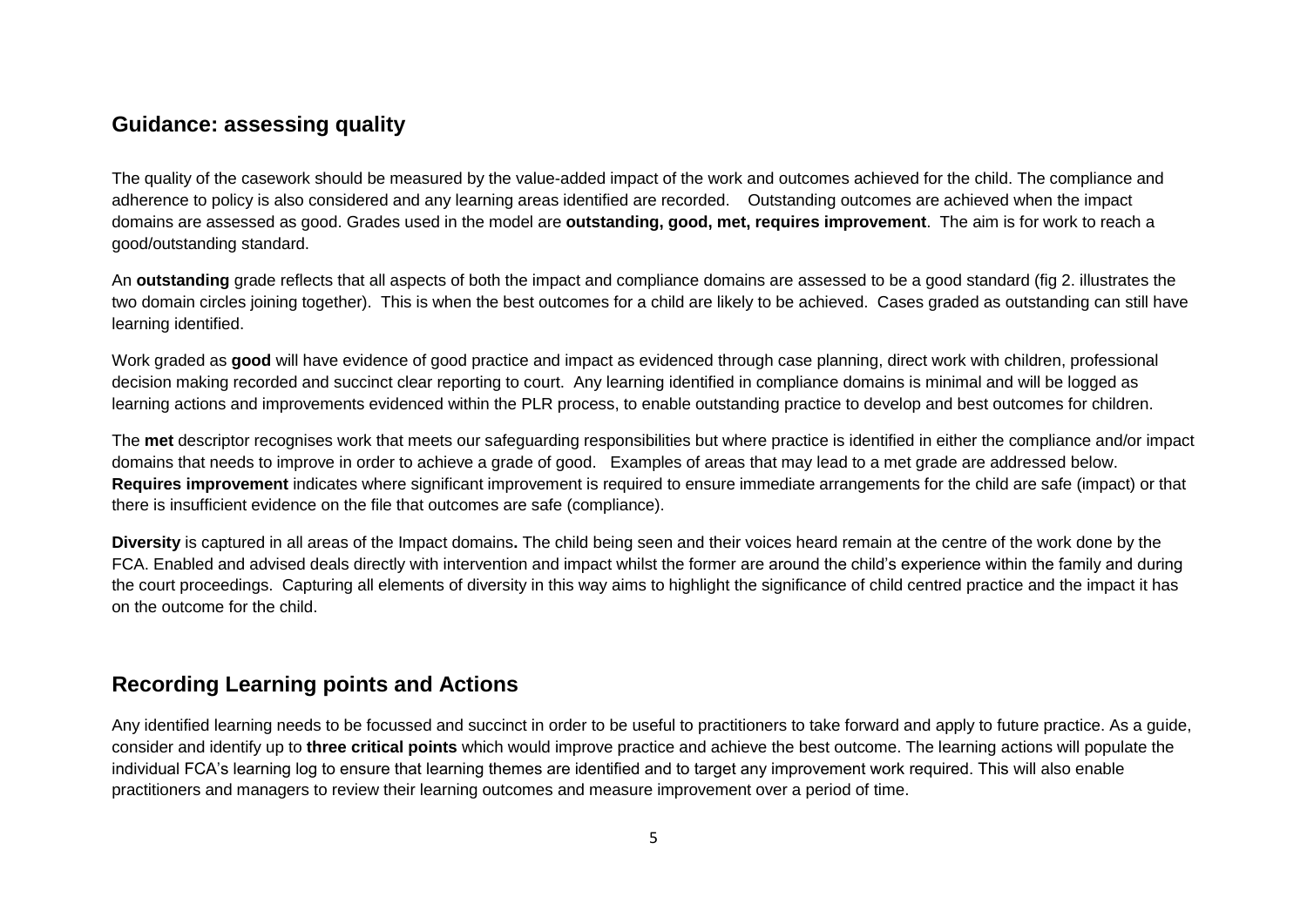## Guidance: assessing quality

The quality of the casework should be measured by the value-added impact of the work and outcomes achieved for the child. The compliance and adherence to policy is also considered and any learning areas identified are recorded. Outstanding outcomes are achieved when the impact domains are assessed as good. Grades used in the model are **outstanding, good, met, requires improvement**. The aim is for work to reach a good/outstanding standard.

An **outstanding** grade reflects that all aspects of both the impact and compliance domains are assessed to be a good standard (fig 2. illustrates the two domain circles joining together). This is when the best outcomes for a child are likely to be achieved. Cases graded as outstanding can still have learning identified.

Work graded as **good** will have evidence of good practice and impact as evidenced through case planning, direct work with children, professional decision making recorded and succinct clear reporting to court. Any learning identified in compliance domains is minimal and will be logged as learning actions and improvements evidenced within the PLR process, to enable outstanding practice to develop and best outcomes for children.

The **met** descriptor recognises work that meets our safeguarding responsibilities but where practice is identified in either the compliance and/or impact domains that needs to improve in order to achieve a grade of good. Examples of areas that may lead to a met grade are addressed below.
**Requires improvement** indicates where significant improvement is required to ensure immediate arrangements for the child are safe (impact) or that there is insufficient evidence on the file that outcomes are safe (compliance).

**Diversity** is captured in all areas of the Impact domains**.** The child being seen and their voices heard remain at the centre of the work done by the FCA. Enabled and advised deals directly with intervention and impact whilst the former are around the child's experience within the family and during the court proceedings. Capturing all elements of diversity in this way aims to highlight the significance of child centred practice and the impact it has on the outcome for the child.

## Recording Learning points and Actions

Any identified learning needs to be focussed and succinct in order to be useful to practitioners to take forward and apply to future practice. As a guide, consider and identify up to **three critical points** which would improve practice and achieve the best outcome. The learning actions will populate the individual FCA's learning log to ensure that learning themes are identified and to target any improvement work required. This will also enable practitioners and managers to review their learning outcomes and measure improvement over a period of time.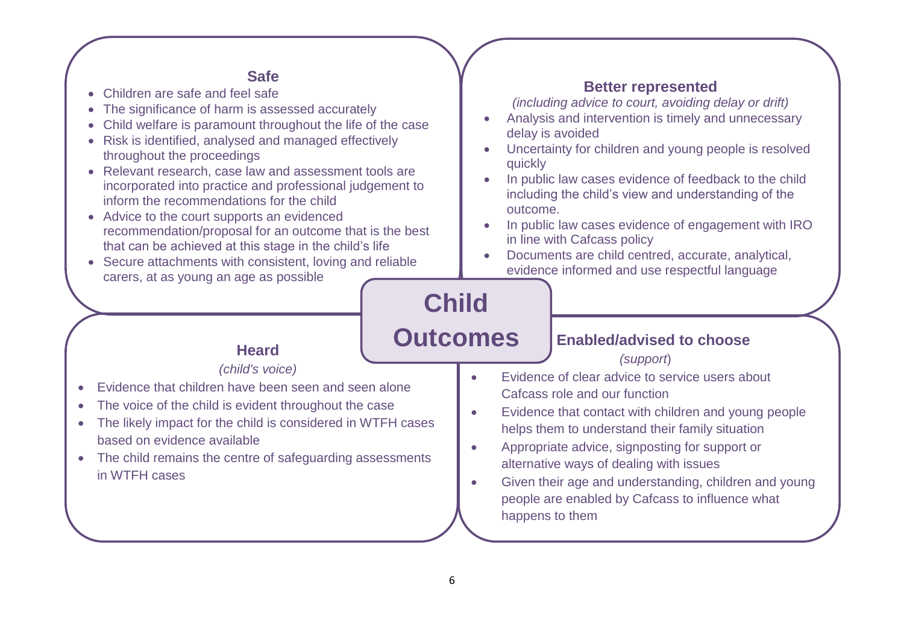# Child Outcomes

## Safe

- Children are safe and feel safe
- The significance of harm is assessed accurately
- Child welfare is paramount throughout the life of the case
- Risk is identified, analysed and managed effectively throughout the proceedings
- Relevant research, case law and assessment tools are incorporated into practice and professional judgement to inform the recommendations for the child
- Advice to the court supports an evidenced recommendation/proposal for an outcome that is the best that can be achieved at this stage in the child's life
- Secure attachments with consistent, loving and reliable carers, at as young an age as possible

## Better represented

*(including advice to court, avoiding delay or drift)*

- Analysis and intervention is timely and unnecessary delay is avoided
- Uncertainty for children and young people is resolved quickly
- In public law cases evidence of feedback to the child including the child's view and understanding of the outcome.
- In public law cases evidence of engagement with IRO in line with Cafcass policy
- Documents are child centred, accurate, analytical, evidence informed and use respectful language

## Heard

*(child's voice)*

- Evidence that children have been seen and seen alone
- The voice of the child is evident throughout the case
- The likely impact for the child is considered in WTFH cases based on evidence available
- The child remains the centre of safeguarding assessments in WTFH cases

## Enabled/advised to choose

*(support)*

- Evidence of clear advice to service users about Cafcass role and our function
- Evidence that contact with children and young people helps them to understand their family situation
- Appropriate advice, signposting for support or alternative ways of dealing with issues
- Given their age and understanding, children and young people are enabled by Cafcass to influence what happens to them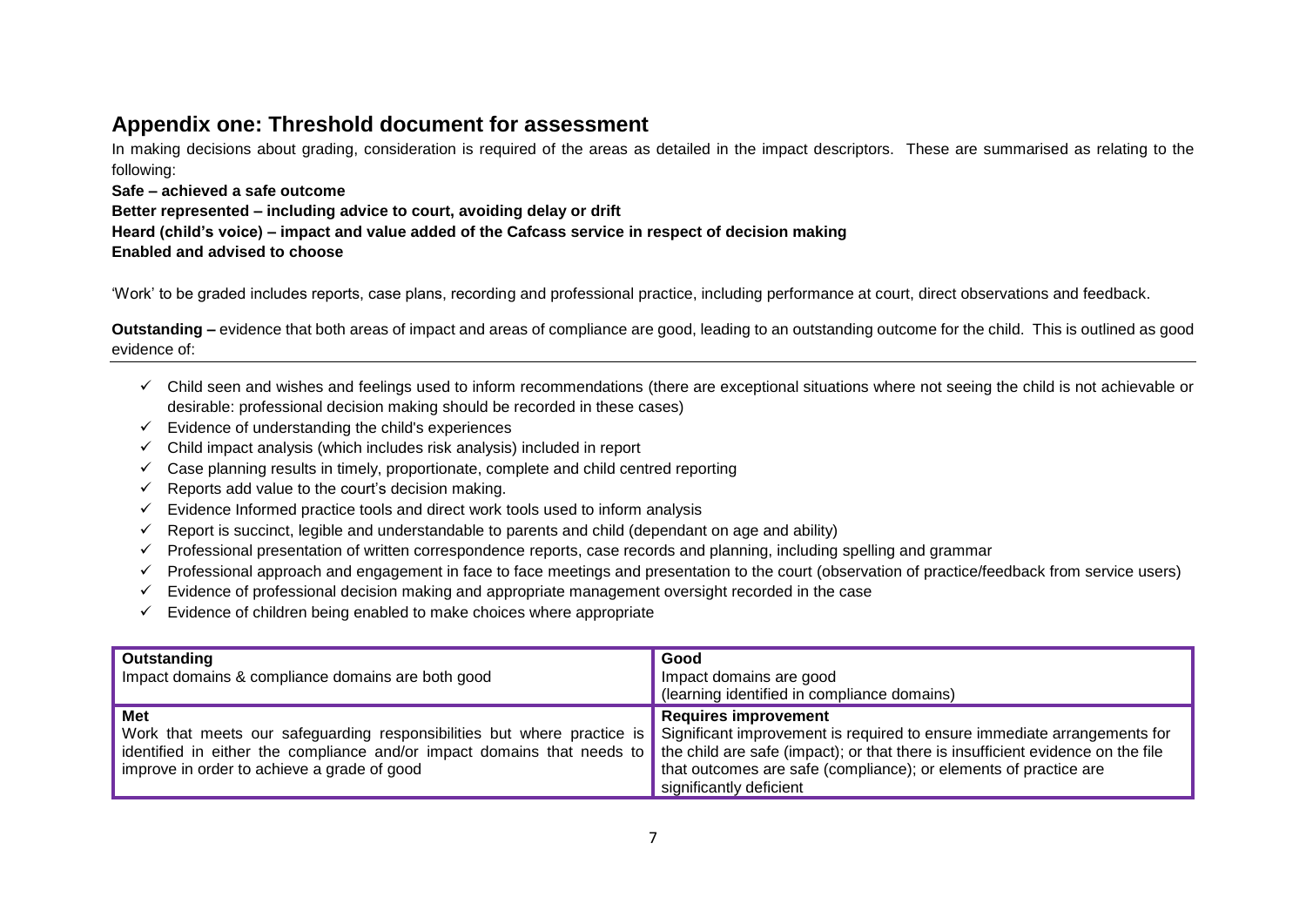## Appendix one: Threshold document for assessment

In making decisions about grading, consideration is required of the areas as detailed in the impact descriptors. These are summarised as relating to the following:

**Safe – achieved a safe outcome**

**Better represented – including advice to court, avoiding delay or drift**

**Heard (child's voice) – impact and value added of the Cafcass service in respect of decision making**

**Enabled and advised to choose**

'Work' to be graded includes reports, case plans, recording and professional practice, including performance at court, direct observations and feedback.

**Outstanding –** evidence that both areas of impact and areas of compliance are good, leading to an outstanding outcome for the child. This is outlined as good evidence of:

- ✓ Child seen and wishes and feelings used to inform recommendations (there are exceptional situations where not seeing the child is not achievable or desirable: professional decision making should be recorded in these cases)
- ✓ Evidence of understanding the child's experiences
- ✓ Child impact analysis (which includes risk analysis) included in report
- ✓ Case planning results in timely, proportionate, complete and child centred reporting
- ✓ Reports add value to the court's decision making.
- ✓ Evidence Informed practice tools and direct work tools used to inform analysis
- ✓ Report is succinct, legible and understandable to parents and child (dependant on age and ability)
- ✓ Professional presentation of written correspondence reports, case records and planning, including spelling and grammar
- ✓ Professional approach and engagement in face to face meetings and presentation to the court (observation of practice/feedback from service users)
- ✓ Evidence of professional decision making and appropriate management oversight recorded in the case
- ✓ Evidence of children being enabled to make choices where appropriate

| **Outstanding**<br>Impact domains & compliance domains are both good | **Good**<br>Impact domains are good<br>(learning identified in compliance domains) |
|---|---|
| **Met**<br>Work that meets our safeguarding responsibilities but where practice is identified in either the compliance and/or impact domains that needs to improve in order to achieve a grade of good | **Requires improvement**<br>Significant improvement is required to ensure immediate arrangements for the child are safe (impact); or that there is insufficient evidence on the file that outcomes are safe (compliance); or elements of practice are significantly deficient |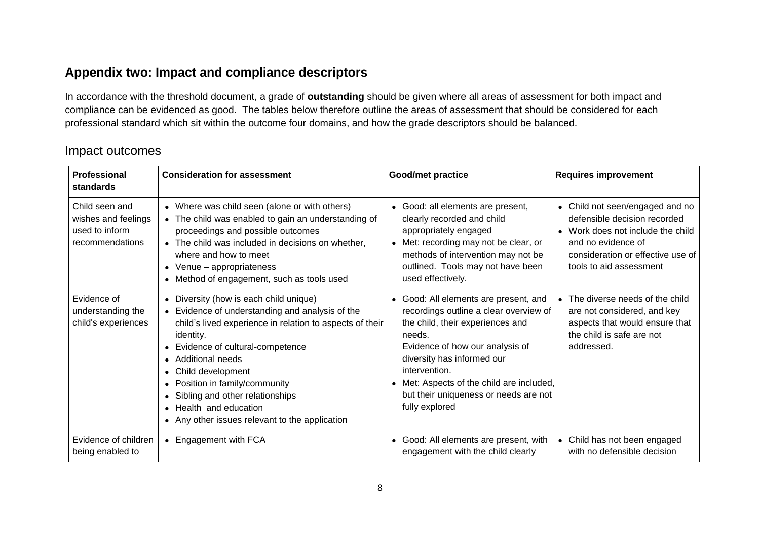## Appendix two: Impact and compliance descriptors

In accordance with the threshold document, a grade of **outstanding** should be given where all areas of assessment for both impact and compliance can be evidenced as good. The tables below therefore outline the areas of assessment that should be considered for each professional standard which sit within the outcome four domains, and how the grade descriptors should be balanced.

### Impact outcomes

| Professional standards | Consideration for assessment | Good/met practice | Requires improvement |
|---|---|---|---|
| Child seen and wishes and feelings used to inform recommendations | • Where was child seen (alone or with others)<br>• The child was enabled to gain an understanding of proceedings and possible outcomes<br>• The child was included in decisions on whether, where and how to meet<br>• Venue – appropriateness<br>• Method of engagement, such as tools used | • Good: all elements are present, clearly recorded and child appropriately engaged<br>• Met: recording may not be clear, or methods of intervention may not be outlined. Tools may not have been used effectively. | • Child not seen/engaged and no defensible decision recorded<br>• Work does not include the child and no evidence of consideration or effective use of tools to aid assessment |
| Evidence of understanding the child's experiences | • Diversity (how is each child unique)<br>• Evidence of understanding and analysis of the child's lived experience in relation to aspects of their identity.<br>• Evidence of cultural-competence<br>• Additional needs<br>• Child development<br>• Position in family/community<br>• Sibling and other relationships<br>• Health and education<br>• Any other issues relevant to the application | • Good: All elements are present, and recordings outline a clear overview of the child, their experiences and needs.<br>Evidence of how our analysis of diversity has informed our intervention.<br>• Met: Aspects of the child are included, but their uniqueness or needs are not fully explored | • The diverse needs of the child are not considered, and key aspects that would ensure that the child is safe are not addressed. |
| Evidence of children being enabled to | • Engagement with FCA | • Good: All elements are present, with engagement with the child clearly | • Child has not been engaged with no defensible decision |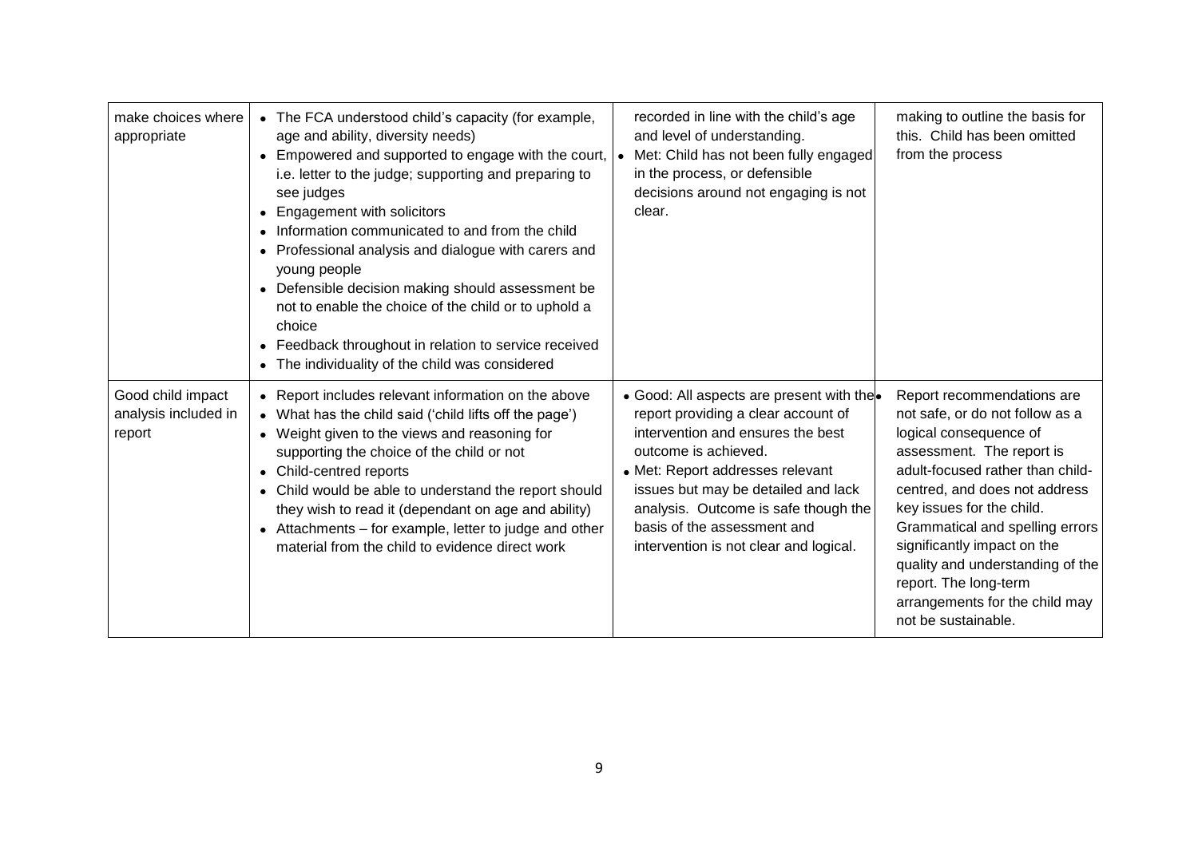| make choices where appropriate | • The FCA understood child's capacity (for example, age and ability, diversity needs)<br>• Empowered and supported to engage with the court, i.e. letter to the judge; supporting and preparing to see judges<br>• Engagement with solicitors<br>• Information communicated to and from the child<br>• Professional analysis and dialogue with carers and young people<br>• Defensible decision making should assessment be not to enable the choice of the child or to uphold a choice<br>• Feedback throughout in relation to service received<br>• The individuality of the child was considered | recorded in line with the child's age and level of understanding.<br>• Met: Child has not been fully engaged in the process, or defensible decisions around not engaging is not clear. | making to outline the basis for this. Child has been omitted from the process |
|---|---|---|---|
| Good child impact analysis included in report | • Report includes relevant information on the above<br>• What has the child said ('child lifts off the page')<br>• Weight given to the views and reasoning for supporting the choice of the child or not<br>• Child-centred reports<br>• Child would be able to understand the report should they wish to read it (dependant on age and ability)<br>• Attachments – for example, letter to judge and other material from the child to evidence direct work | • Good: All aspects are present with the report providing a clear account of intervention and ensures the best outcome is achieved.<br>• Met: Report addresses relevant issues but may be detailed and lack analysis. Outcome is safe though the basis of the assessment and intervention is not clear and logical. | • Report recommendations are not safe, or do not follow as a logical consequence of assessment. The report is adult-focused rather than child-centred, and does not address key issues for the child. Grammatical and spelling errors significantly impact on the quality and understanding of the report. The long-term arrangements for the child may not be sustainable. |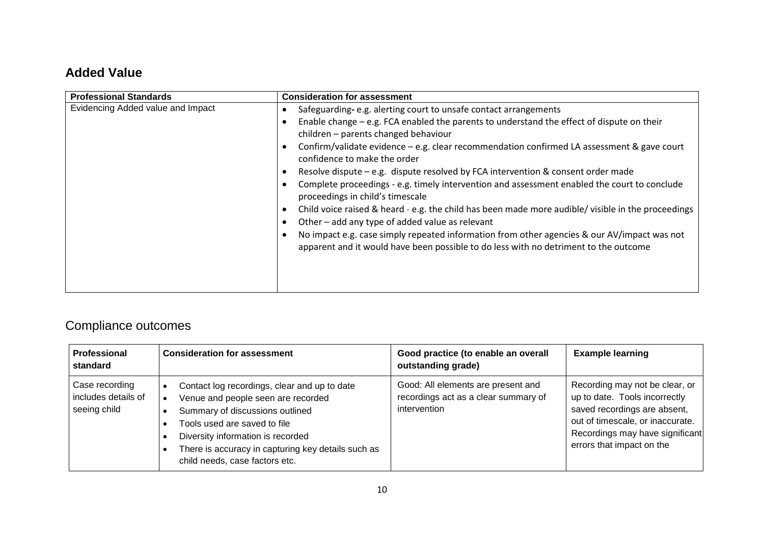## Added Value

| Professional Standards | Consideration for assessment |
| --- | --- |
| Evidencing Added value and Impact | • Safeguarding- e.g. alerting court to unsafe contact arrangements<br>• Enable change – e.g. FCA enabled the parents to understand the effect of dispute on their children – parents changed behaviour<br>• Confirm/validate evidence – e.g. clear recommendation confirmed LA assessment & gave court confidence to make the order<br>• Resolve dispute – e.g. dispute resolved by FCA intervention & consent order made<br>• Complete proceedings - e.g. timely intervention and assessment enabled the court to conclude proceedings in child's timescale<br>• Child voice raised & heard - e.g. the child has been made more audible/ visible in the proceedings<br>• Other – add any type of added value as relevant<br>• No impact e.g. case simply repeated information from other agencies & our AV/impact was not apparent and it would have been possible to do less with no detriment to the outcome |

## Compliance outcomes

| Professional standard | Consideration for assessment | Good practice (to enable an overall outstanding grade) | Example learning |
| --- | --- | --- | --- |
| Case recording includes details of seeing child | • Contact log recordings, clear and up to date<br>• Venue and people seen are recorded<br>• Summary of discussions outlined<br>• Tools used are saved to file<br>• Diversity information is recorded<br>• There is accuracy in capturing key details such as child needs, case factors etc. | Good: All elements are present and recordings act as a clear summary of intervention | Recording may not be clear, or up to date. Tools incorrectly saved recordings are absent, out of timescale, or inaccurate. Recordings may have significant errors that impact on the |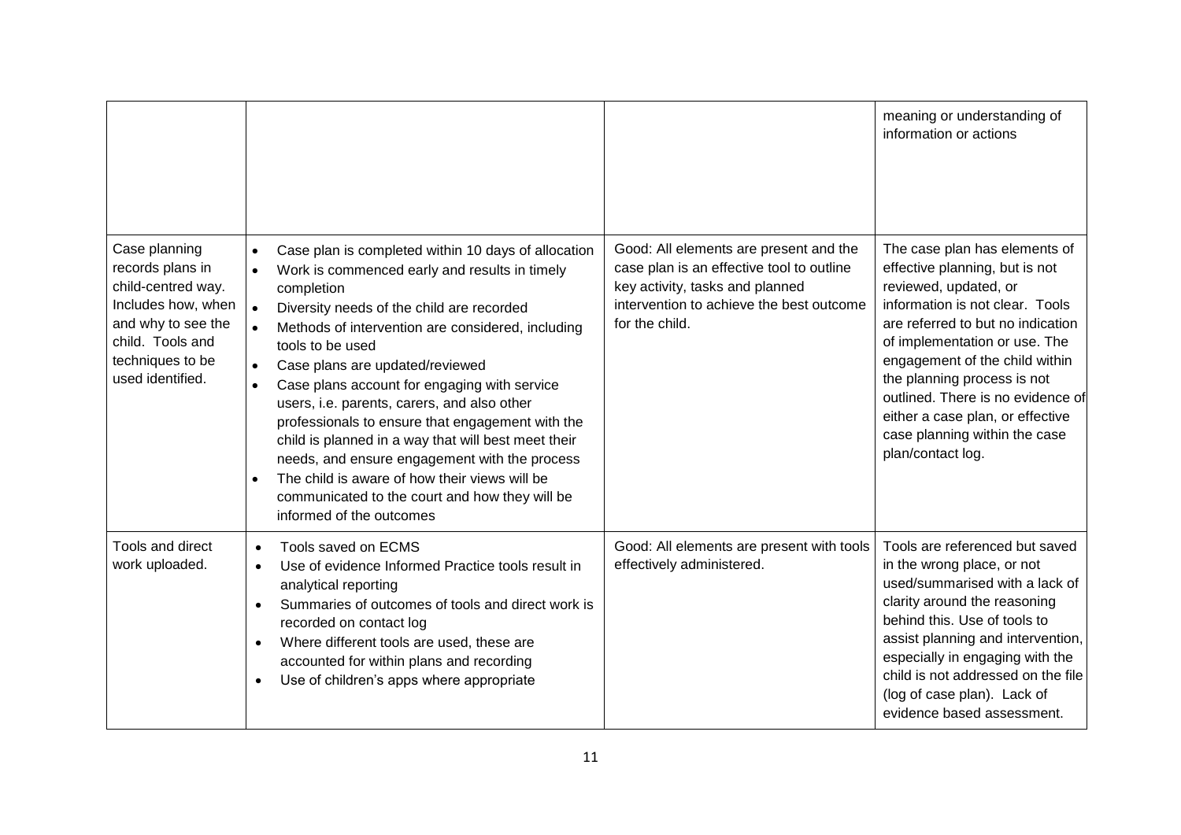| | | | |
|---|---|---|---|
| | | | meaning or understanding of information or actions |
| Case planning records plans in child-centred way. Includes how, when and why to see the child. Tools and techniques to be used identified. | <ul><li>Case plan is completed within 10 days of allocation</li><li>Work is commenced early and results in timely completion</li><li>Diversity needs of the child are recorded</li><li>Methods of intervention are considered, including tools to be used</li><li>Case plans are updated/reviewed</li><li>Case plans account for engaging with service users, i.e. parents, carers, and also other professionals to ensure that engagement with the child is planned in a way that will best meet their needs, and ensure engagement with the process</li><li>The child is aware of how their views will be communicated to the court and how they will be informed of the outcomes</li></ul> | Good: All elements are present and the case plan is an effective tool to outline key activity, tasks and planned intervention to achieve the best outcome for the child. | The case plan has elements of effective planning, but is not reviewed, updated, or information is not clear. Tools are referred to but no indication of implementation or use. The engagement of the child within the planning process is not outlined. There is no evidence of either a case plan, or effective case planning within the case plan/contact log. |
| Tools and direct work uploaded. | <ul><li>Tools saved on ECMS</li><li>Use of evidence Informed Practice tools result in analytical reporting</li><li>Summaries of outcomes of tools and direct work is recorded on contact log</li><li>Where different tools are used, these are accounted for within plans and recording</li><li>Use of children's apps where appropriate</li></ul> | Good: All elements are present with tools effectively administered. | Tools are referenced but saved in the wrong place, or not used/summarised with a lack of clarity around the reasoning behind this. Use of tools to assist planning and intervention, especially in engaging with the child is not addressed on the file (log of case plan). Lack of evidence based assessment. |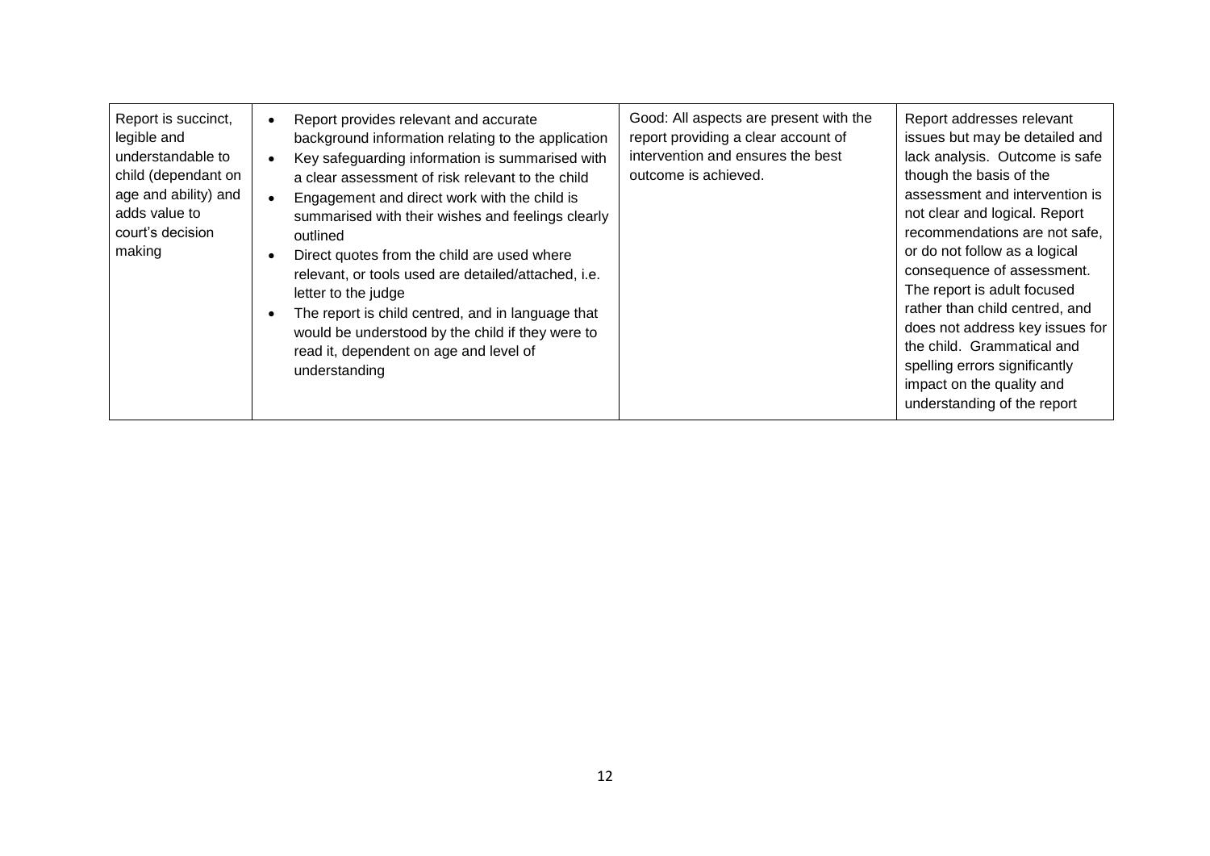| | | | |
|---|---|---|---|
| Report is succinct, legible and understandable to child (dependant on age and ability) and adds value to court's decision making | • Report provides relevant and accurate background information relating to the application<br>• Key safeguarding information is summarised with a clear assessment of risk relevant to the child<br>• Engagement and direct work with the child is summarised with their wishes and feelings clearly outlined<br>• Direct quotes from the child are used where relevant, or tools used are detailed/attached, i.e. letter to the judge<br>• The report is child centred, and in language that would be understood by the child if they were to read it, dependent on age and level of understanding | Good: All aspects are present with the report providing a clear account of intervention and ensures the best outcome is achieved. | Report addresses relevant issues but may be detailed and lack analysis. Outcome is safe though the basis of the assessment and intervention is not clear and logical. Report recommendations are not safe, or do not follow as a logical consequence of assessment. The report is adult focused rather than child centred, and does not address key issues for the child. Grammatical and spelling errors significantly impact on the quality and understanding of the report |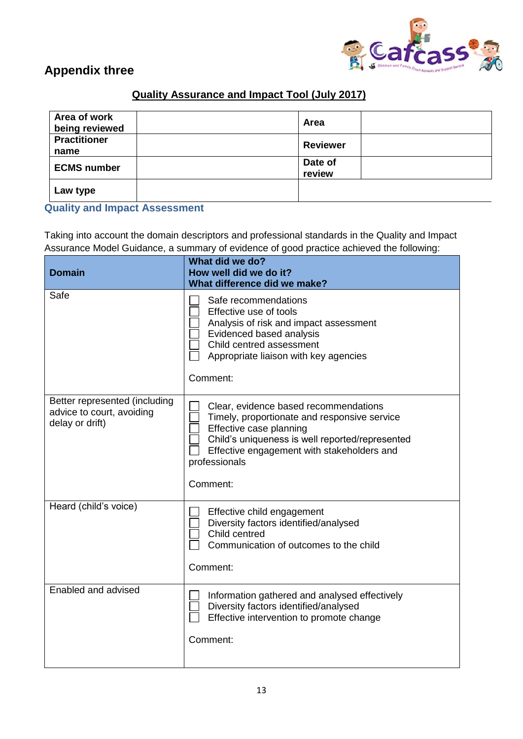## Appendix three

**Quality Assurance and Impact Tool (July 2017)**

| **Area of work being reviewed** | | **Area** | |
|---|---|---|---|
| **Practitioner name** | | **Reviewer** | |
| **ECMS number** | | **Date of review** | |
| **Law type** | | | |

### Quality and Impact Assessment

Taking into account the domain descriptors and professional standards in the Quality and Impact Assurance Model Guidance, a summary of evidence of good practice achieved the following:

| **Domain** | **What did we do?** **How well did we do it?** **What difference did we make?** |
|---|---|
| Safe | ☐ Safe recommendations<br>☐ Effective use of tools<br>☐ Analysis of risk and impact assessment<br>☐ Evidenced based analysis<br>☐ Child centred assessment<br>☐ Appropriate liaison with key agencies<br><br>Comment: |
| Better represented (including advice to court, avoiding delay or drift) | ☐ Clear, evidence based recommendations<br>☐ Timely, proportionate and responsive service<br>☐ Effective case planning<br>☐ Child's uniqueness is well reported/represented<br>☐ Effective engagement with stakeholders and professionals<br><br>Comment: |
| Heard (child's voice) | ☐ Effective child engagement<br>☐ Diversity factors identified/analysed<br>☐ Child centred<br>☐ Communication of outcomes to the child<br><br>Comment: |
| Enabled and advised | ☐ Information gathered and analysed effectively<br>☐ Diversity factors identified/analysed<br>☐ Effective intervention to promote change<br><br>Comment: |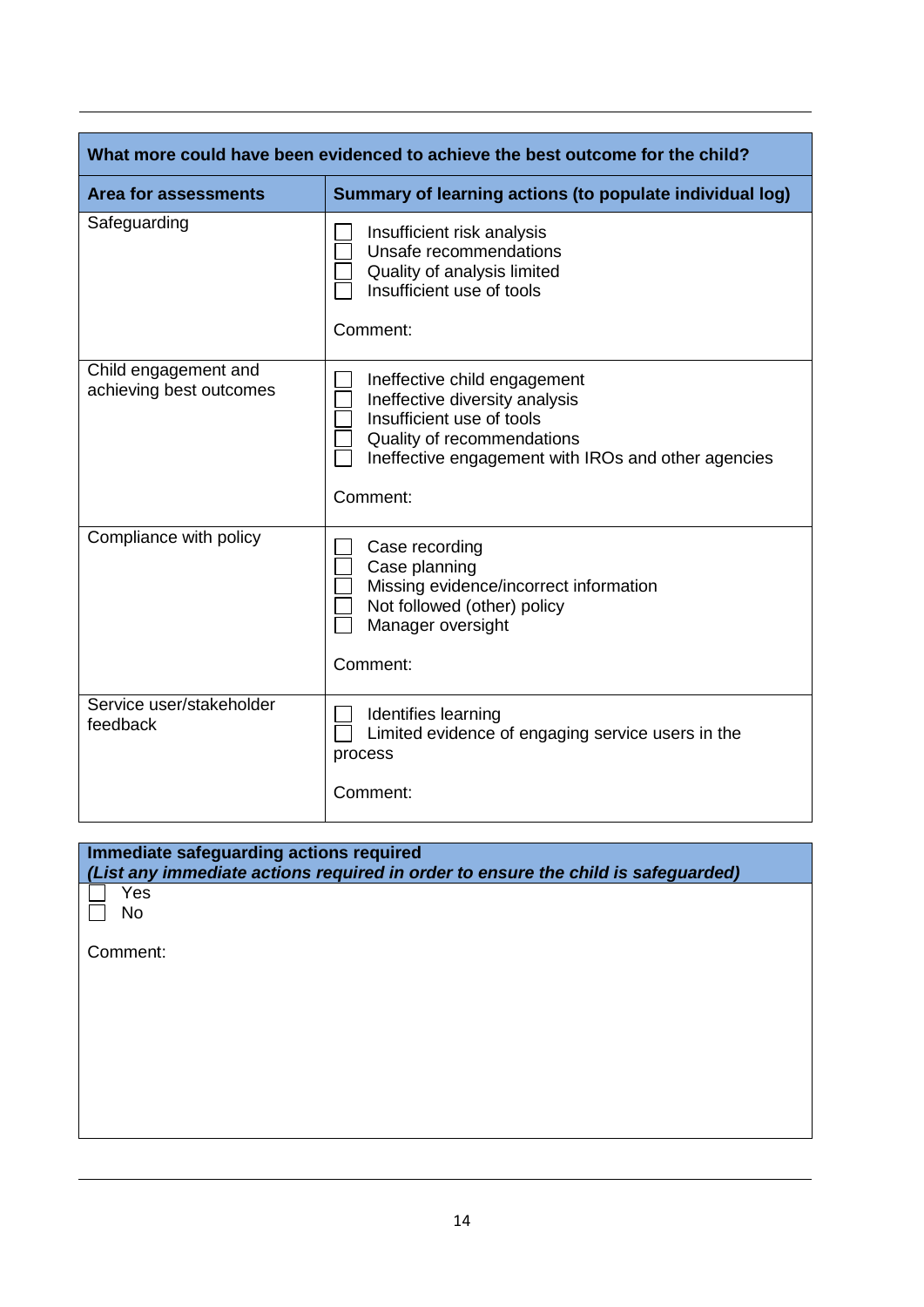| What more could have been evidenced to achieve the best outcome for the child? | |
|---|---|
| **Area for assessments** | **Summary of learning actions (to populate individual log)** |
| Safeguarding | ☐ Insufficient risk analysis<br>☐ Unsafe recommendations<br>☐ Quality of analysis limited<br>☐ Insufficient use of tools<br><br>Comment: |
| Child engagement and achieving best outcomes | ☐ Ineffective child engagement<br>☐ Ineffective diversity analysis<br>☐ Insufficient use of tools<br>☐ Quality of recommendations<br>☐ Ineffective engagement with IROs and other agencies<br><br>Comment: |
| Compliance with policy | ☐ Case recording<br>☐ Case planning<br>☐ Missing evidence/incorrect information<br>☐ Not followed (other) policy<br>☐ Manager oversight<br><br>Comment: |
| Service user/stakeholder feedback | ☐ Identifies learning<br>☐ Limited evidence of engaging service users in the process<br><br>Comment: |

| **Immediate safeguarding actions required**<br>***(List any immediate actions required in order to ensure the child is safeguarded)*** |
|---|
| ☐ Yes<br>☐ No<br><br>Comment: |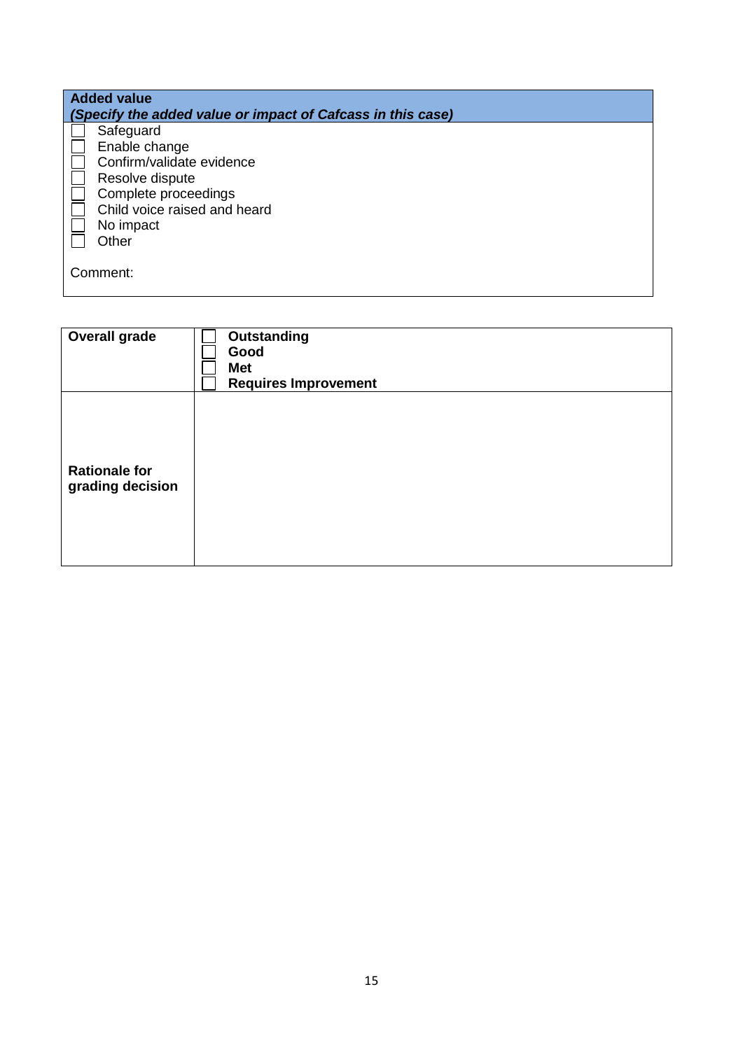| **Added value**<br>***(Specify the added value or impact of Cafcass in this case)*** |
|---|
| ☐ Safeguard<br>☐ Enable change<br>☐ Confirm/validate evidence<br>☐ Resolve dispute<br>☐ Complete proceedings<br>☐ Child voice raised and heard<br>☐ No impact<br>☐ Other<br><br>Comment: |

| | |
|---|---|
| **Overall grade** | ☐ **Outstanding**<br>☐ **Good**<br>☐ **Met**<br>☐ **Requires Improvement** |
| **Rationale for grading decision** | |